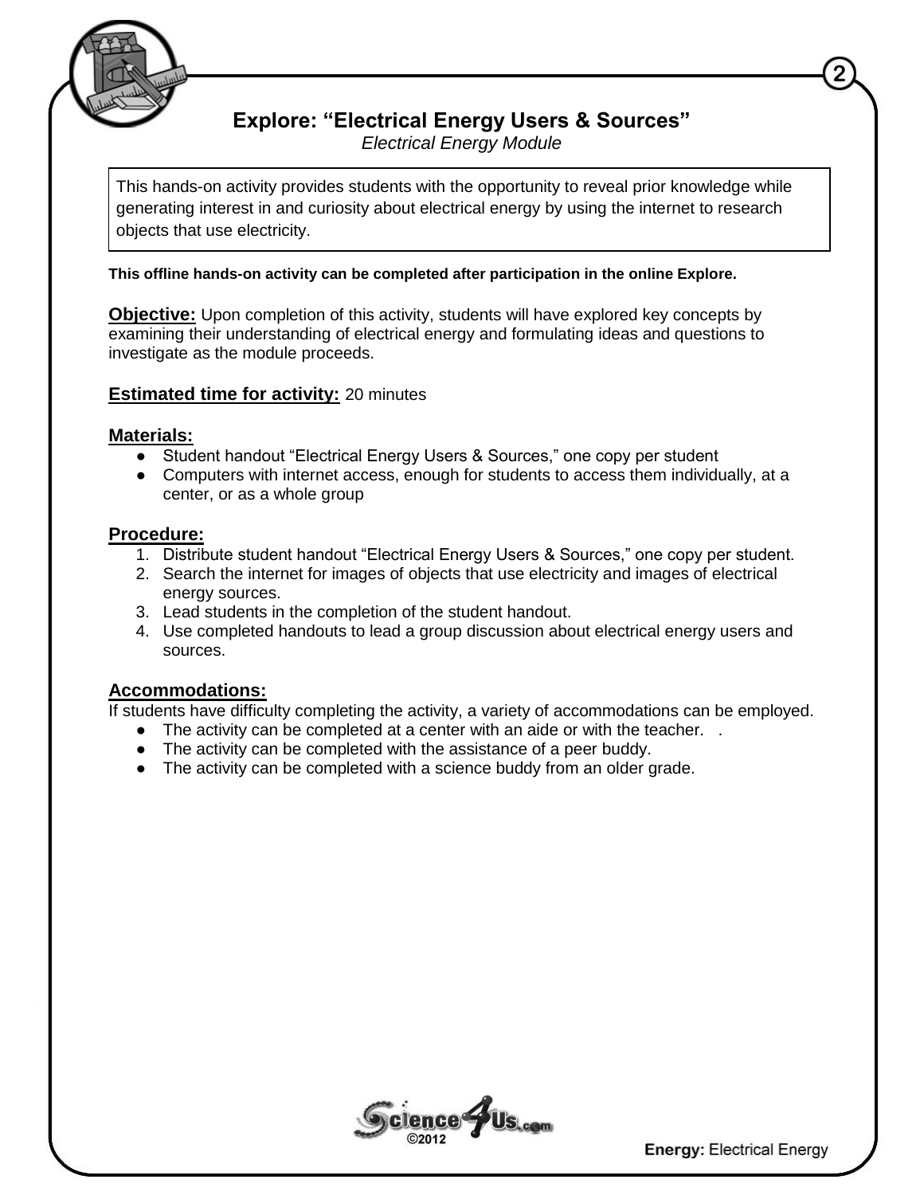# Explore: "Electrical Energy Users & Sources"

*Electrical Energy Module*

This hands-on activity provides students with the opportunity to reveal prior knowledge while generating interest in and curiosity about electrical energy by using the internet to research objects that use electricity.

**This offline hands-on activity can be completed after participation in the online Explore.**

**Objective:** Upon completion of this activity, students will have explored key concepts by examining their understanding of electrical energy and formulating ideas and questions to investigate as the module proceeds.

**Estimated time for activity:** 20 minutes

## Materials:

- Student handout "Electrical Energy Users & Sources," one copy per student
- Computers with internet access, enough for students to access them individually, at a center, or as a whole group

## Procedure:

1. Distribute student handout "Electrical Energy Users & Sources," one copy per student.
2. Search the internet for images of objects that use electricity and images of electrical energy sources.
3. Lead students in the completion of the student handout.
4. Use completed handouts to lead a group discussion about electrical energy users and sources.

## Accommodations:

If students have difficulty completing the activity, a variety of accommodations can be employed.

- The activity can be completed at a center with an aide or with the teacher.
- The activity can be completed with the assistance of a peer buddy.
- The activity can be completed with a science buddy from an older grade.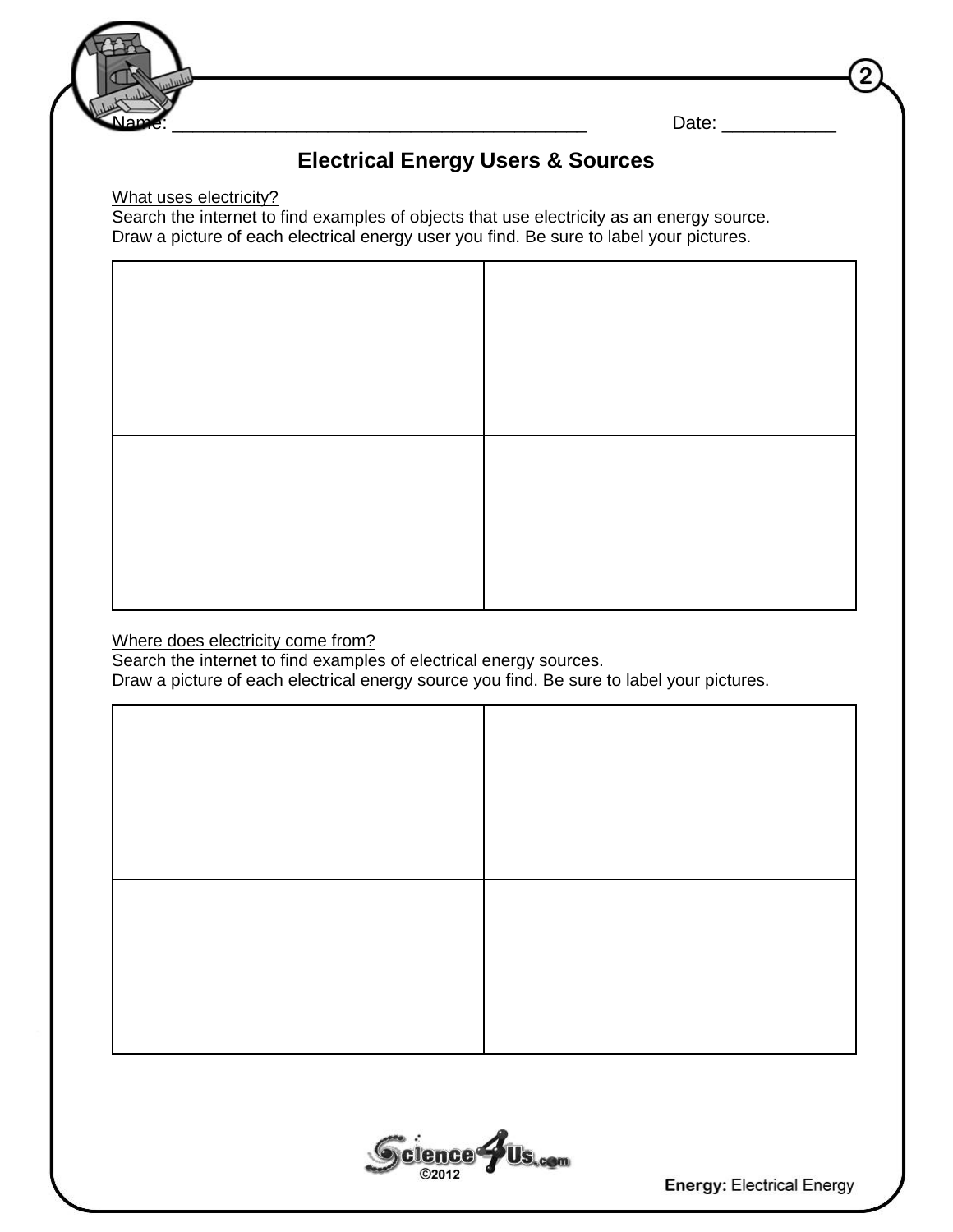Name: ________________________________________ Date: ___________

## Electrical Energy Users & Sources

What uses electricity?
Search the internet to find examples of objects that use electricity as an energy source.
Draw a picture of each electrical energy user you find. Be sure to label your pictures.

| | |
|---|---|
| | |
| | |

Where does electricity come from?
Search the internet to find examples of electrical energy sources.
Draw a picture of each electrical energy source you find. Be sure to label your pictures.

| | |
|---|---|
| | |
| | |

Science4Us.com ©2012

**Energy:** Electrical Energy